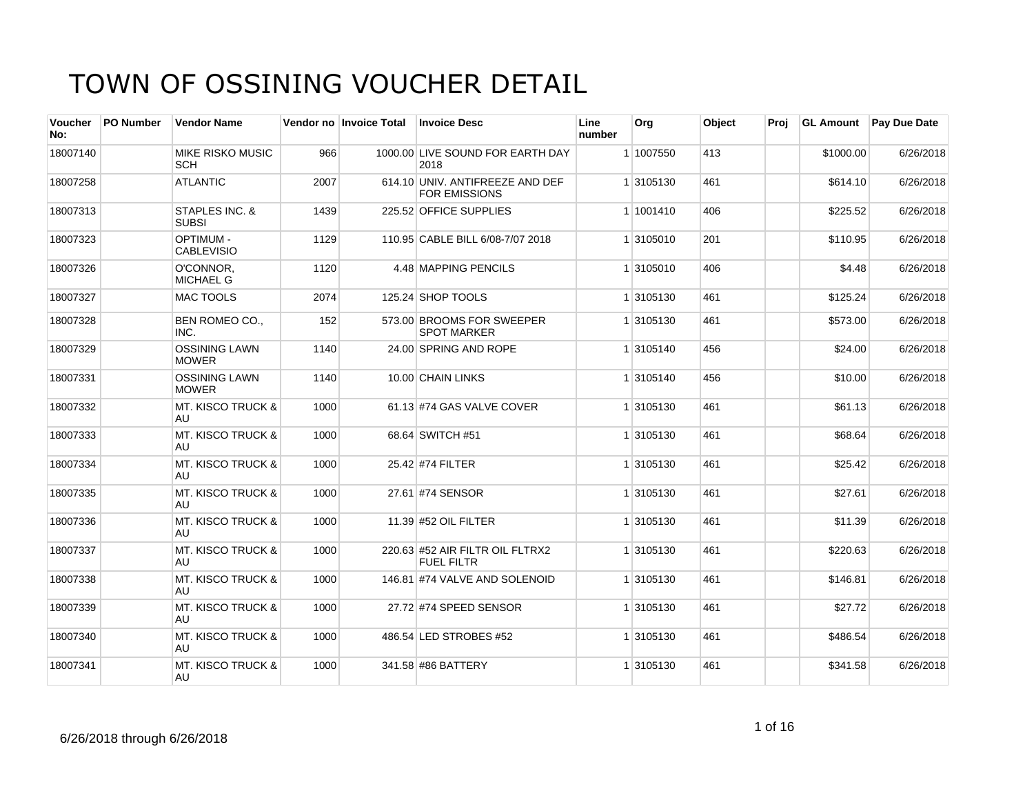# TOWN OF OSSINING VOUCHER DETAIL

| Voucher No: | PO Number | Vendor Name | Vendor no | Invoice Total | Invoice Desc | Line number | Org | Object | Proj | GL Amount | Pay Due Date |
|---|---|---|---|---|---|---|---|---|---|---|---|
| 18007140 | | MIKE RISKO MUSIC SCH | 966 | 1000.00 | LIVE SOUND FOR EARTH DAY 2018 | 1 | 1007550 | 413 | | $1000.00 | 6/26/2018 |
| 18007258 | | ATLANTIC | 2007 | 614.10 | UNIV. ANTIFREEZE AND DEF FOR EMISSIONS | 1 | 3105130 | 461 | | $614.10 | 6/26/2018 |
| 18007313 | | STAPLES INC. & SUBSI | 1439 | 225.52 | OFFICE SUPPLIES | 1 | 1001410 | 406 | | $225.52 | 6/26/2018 |
| 18007323 | | OPTIMUM - CABLEVISIO | 1129 | 110.95 | CABLE BILL 6/08-7/07 2018 | 1 | 3105010 | 201 | | $110.95 | 6/26/2018 |
| 18007326 | | O'CONNOR, MICHAEL G | 1120 | 4.48 | MAPPING PENCILS | 1 | 3105010 | 406 | | $4.48 | 6/26/2018 |
| 18007327 | | MAC TOOLS | 2074 | 125.24 | SHOP TOOLS | 1 | 3105130 | 461 | | $125.24 | 6/26/2018 |
| 18007328 | | BEN ROMEO CO., INC. | 152 | 573.00 | BROOMS FOR SWEEPER SPOT MARKER | 1 | 3105130 | 461 | | $573.00 | 6/26/2018 |
| 18007329 | | OSSINING LAWN MOWER | 1140 | 24.00 | SPRING AND ROPE | 1 | 3105140 | 456 | | $24.00 | 6/26/2018 |
| 18007331 | | OSSINING LAWN MOWER | 1140 | 10.00 | CHAIN LINKS | 1 | 3105140 | 456 | | $10.00 | 6/26/2018 |
| 18007332 | | MT. KISCO TRUCK & AU | 1000 | 61.13 | #74 GAS VALVE COVER | 1 | 3105130 | 461 | | $61.13 | 6/26/2018 |
| 18007333 | | MT. KISCO TRUCK & AU | 1000 | 68.64 | SWITCH #51 | 1 | 3105130 | 461 | | $68.64 | 6/26/2018 |
| 18007334 | | MT. KISCO TRUCK & AU | 1000 | 25.42 | #74 FILTER | 1 | 3105130 | 461 | | $25.42 | 6/26/2018 |
| 18007335 | | MT. KISCO TRUCK & AU | 1000 | 27.61 | #74 SENSOR | 1 | 3105130 | 461 | | $27.61 | 6/26/2018 |
| 18007336 | | MT. KISCO TRUCK & AU | 1000 | 11.39 | #52 OIL FILTER | 1 | 3105130 | 461 | | $11.39 | 6/26/2018 |
| 18007337 | | MT. KISCO TRUCK & AU | 1000 | 220.63 | #52 AIR FILTR OIL FLTRX2 FUEL FILTR | 1 | 3105130 | 461 | | $220.63 | 6/26/2018 |
| 18007338 | | MT. KISCO TRUCK & AU | 1000 | 146.81 | #74 VALVE AND SOLENOID | 1 | 3105130 | 461 | | $146.81 | 6/26/2018 |
| 18007339 | | MT. KISCO TRUCK & AU | 1000 | 27.72 | #74 SPEED SENSOR | 1 | 3105130 | 461 | | $27.72 | 6/26/2018 |
| 18007340 | | MT. KISCO TRUCK & AU | 1000 | 486.54 | LED STROBES #52 | 1 | 3105130 | 461 | | $486.54 | 6/26/2018 |
| 18007341 | | MT. KISCO TRUCK & AU | 1000 | 341.58 | #86 BATTERY | 1 | 3105130 | 461 | | $341.58 | 6/26/2018 |

6/26/2018 through 6/26/2018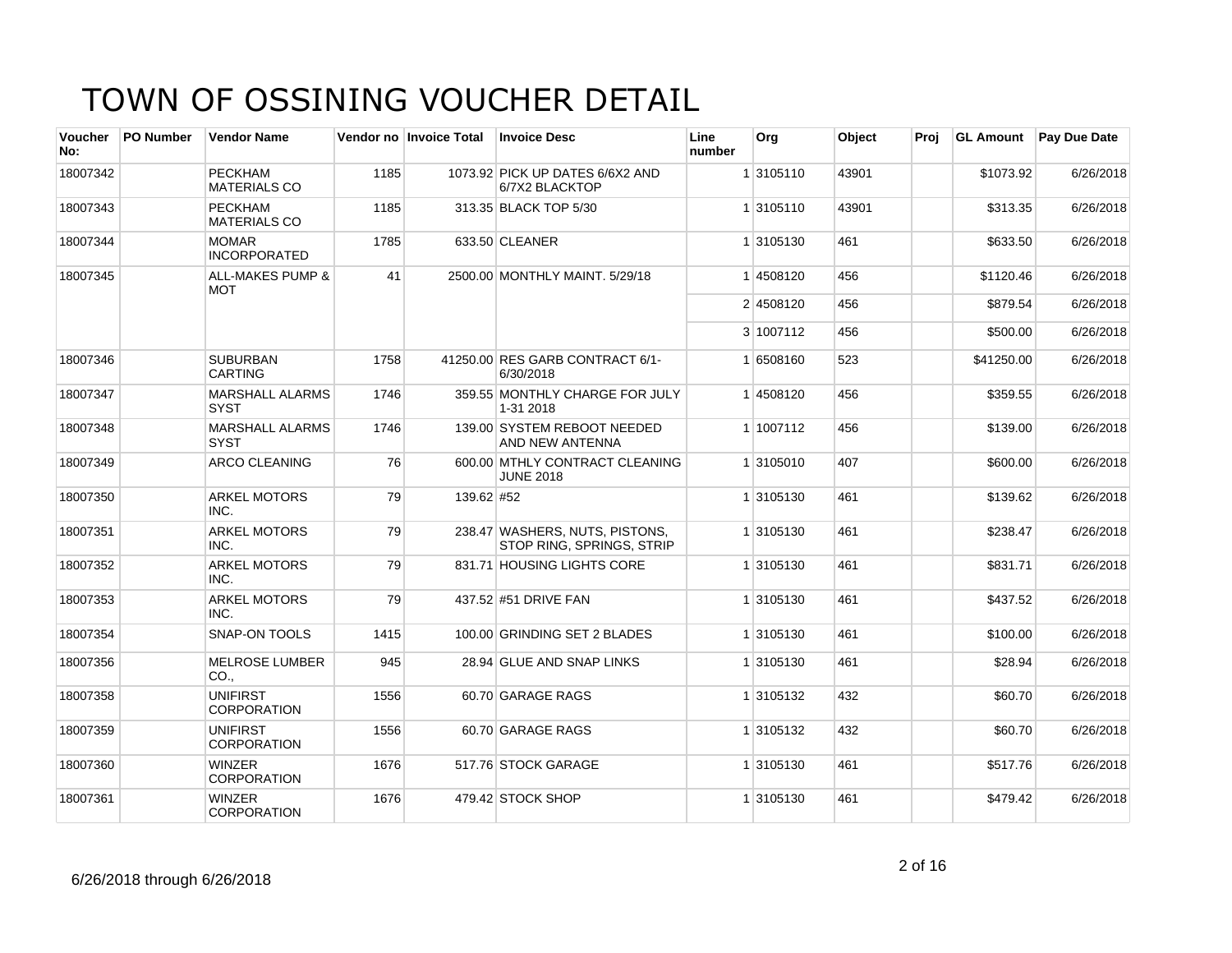# TOWN OF OSSINING VOUCHER DETAIL

| Voucher No: | PO Number | Vendor Name | Vendor no | Invoice Total | Invoice Desc | Line number | Org | Object | Proj | GL Amount | Pay Due Date |
|---|---|---|---|---|---|---|---|---|---|---|---|
| 18007342 | | PECKHAM MATERIALS CO | 1185 | 1073.92 | PICK UP DATES 6/6X2 AND 6/7X2 BLACKTOP | 1 | 3105110 | 43901 | | $1073.92 | 6/26/2018 |
| 18007343 | | PECKHAM MATERIALS CO | 1185 | 313.35 | BLACK TOP 5/30 | 1 | 3105110 | 43901 | | $313.35 | 6/26/2018 |
| 18007344 | | MOMAR INCORPORATED | 1785 | 633.50 | CLEANER | 1 | 3105130 | 461 | | $633.50 | 6/26/2018 |
| 18007345 | | ALL-MAKES PUMP & MOT | 41 | 2500.00 | MONTHLY MAINT. 5/29/18 | 1 | 4508120 | 456 | | $1120.46 | 6/26/2018 |
| | | | | | | 2 | 4508120 | 456 | | $879.54 | 6/26/2018 |
| | | | | | | 3 | 1007112 | 456 | | $500.00 | 6/26/2018 |
| 18007346 | | SUBURBAN CARTING | 1758 | 41250.00 | RES GARB CONTRACT 6/1-6/30/2018 | 1 | 6508160 | 523 | | $41250.00 | 6/26/2018 |
| 18007347 | | MARSHALL ALARMS SYST | 1746 | 359.55 | MONTHLY CHARGE FOR JULY 1-31 2018 | 1 | 4508120 | 456 | | $359.55 | 6/26/2018 |
| 18007348 | | MARSHALL ALARMS SYST | 1746 | 139.00 | SYSTEM REBOOT NEEDED AND NEW ANTENNA | 1 | 1007112 | 456 | | $139.00 | 6/26/2018 |
| 18007349 | | ARCO CLEANING | 76 | 600.00 | MTHLY CONTRACT CLEANING JUNE 2018 | 1 | 3105010 | 407 | | $600.00 | 6/26/2018 |
| 18007350 | | ARKEL MOTORS INC. | 79 | 139.62 | #52 | 1 | 3105130 | 461 | | $139.62 | 6/26/2018 |
| 18007351 | | ARKEL MOTORS INC. | 79 | 238.47 | WASHERS, NUTS, PISTONS, STOP RING, SPRINGS, STRIP | 1 | 3105130 | 461 | | $238.47 | 6/26/2018 |
| 18007352 | | ARKEL MOTORS INC. | 79 | 831.71 | HOUSING LIGHTS CORE | 1 | 3105130 | 461 | | $831.71 | 6/26/2018 |
| 18007353 | | ARKEL MOTORS INC. | 79 | 437.52 | #51 DRIVE FAN | 1 | 3105130 | 461 | | $437.52 | 6/26/2018 |
| 18007354 | | SNAP-ON TOOLS | 1415 | 100.00 | GRINDING SET 2 BLADES | 1 | 3105130 | 461 | | $100.00 | 6/26/2018 |
| 18007356 | | MELROSE LUMBER CO., | 945 | 28.94 | GLUE AND SNAP LINKS | 1 | 3105130 | 461 | | $28.94 | 6/26/2018 |
| 18007358 | | UNIFIRST CORPORATION | 1556 | 60.70 | GARAGE RAGS | 1 | 3105132 | 432 | | $60.70 | 6/26/2018 |
| 18007359 | | UNIFIRST CORPORATION | 1556 | 60.70 | GARAGE RAGS | 1 | 3105132 | 432 | | $60.70 | 6/26/2018 |
| 18007360 | | WINZER CORPORATION | 1676 | 517.76 | STOCK GARAGE | 1 | 3105130 | 461 | | $517.76 | 6/26/2018 |
| 18007361 | | WINZER CORPORATION | 1676 | 479.42 | STOCK SHOP | 1 | 3105130 | 461 | | $479.42 | 6/26/2018 |

6/26/2018 through 6/26/2018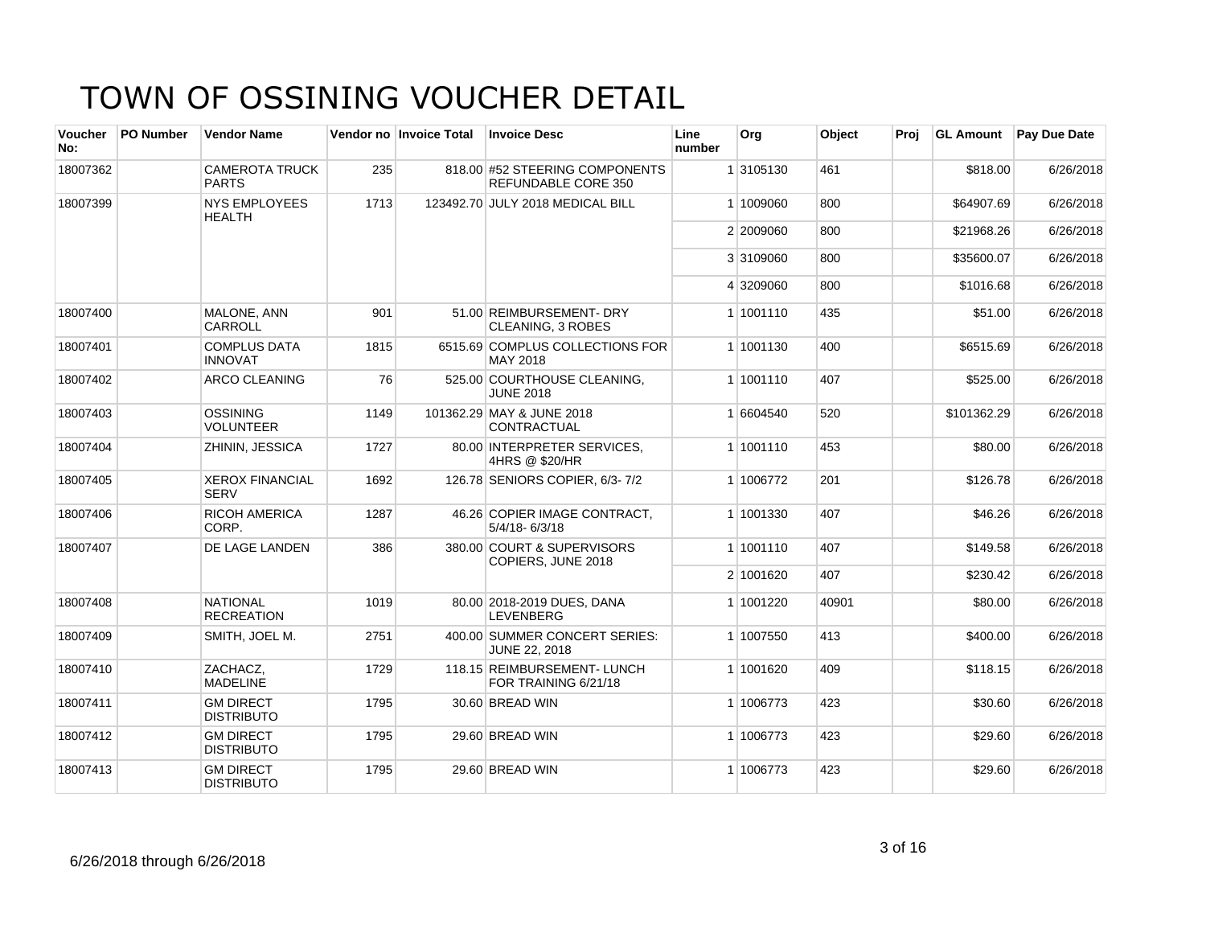# TOWN OF OSSINING VOUCHER DETAIL

| Voucher No: | PO Number | Vendor Name | Vendor no | Invoice Total | Invoice Desc | Line number | Org | Object | Proj | GL Amount | Pay Due Date |
|---|---|---|---|---|---|---|---|---|---|---|---|
| 18007362 | | CAMEROTA TRUCK PARTS | 235 | 818.00 | #52 STEERING COMPONENTS REFUNDABLE CORE 350 | 1 | 3105130 | 461 | | $818.00 | 6/26/2018 |
| 18007399 | | NYS EMPLOYEES HEALTH | 1713 | 123492.70 | JULY 2018 MEDICAL BILL | 1 | 1009060 | 800 | | $64907.69 | 6/26/2018 |
| | | | | | | 2 | 2009060 | 800 | | $21968.26 | 6/26/2018 |
| | | | | | | 3 | 3109060 | 800 | | $35600.07 | 6/26/2018 |
| | | | | | | 4 | 3209060 | 800 | | $1016.68 | 6/26/2018 |
| 18007400 | | MALONE, ANN CARROLL | 901 | 51.00 | REIMBURSEMENT- DRY CLEANING, 3 ROBES | 1 | 1001110 | 435 | | $51.00 | 6/26/2018 |
| 18007401 | | COMPLUS DATA INNOVAT | 1815 | 6515.69 | COMPLUS COLLECTIONS FOR MAY 2018 | 1 | 1001130 | 400 | | $6515.69 | 6/26/2018 |
| 18007402 | | ARCO CLEANING | 76 | 525.00 | COURTHOUSE CLEANING, JUNE 2018 | 1 | 1001110 | 407 | | $525.00 | 6/26/2018 |
| 18007403 | | OSSINING VOLUNTEER | 1149 | 101362.29 | MAY & JUNE 2018 CONTRACTUAL | 1 | 6604540 | 520 | | $101362.29 | 6/26/2018 |
| 18007404 | | ZHININ, JESSICA | 1727 | 80.00 | INTERPRETER SERVICES, 4HRS @ $20/HR | 1 | 1001110 | 453 | | $80.00 | 6/26/2018 |
| 18007405 | | XEROX FINANCIAL SERV | 1692 | 126.78 | SENIORS COPIER, 6/3- 7/2 | 1 | 1006772 | 201 | | $126.78 | 6/26/2018 |
| 18007406 | | RICOH AMERICA CORP. | 1287 | 46.26 | COPIER IMAGE CONTRACT, 5/4/18- 6/3/18 | 1 | 1001330 | 407 | | $46.26 | 6/26/2018 |
| 18007407 | | DE LAGE LANDEN | 386 | 380.00 | COURT & SUPERVISORS COPIERS, JUNE 2018 | 1 | 1001110 | 407 | | $149.58 | 6/26/2018 |
| | | | | | | 2 | 1001620 | 407 | | $230.42 | 6/26/2018 |
| 18007408 | | NATIONAL RECREATION | 1019 | 80.00 | 2018-2019 DUES, DANA LEVENBERG | 1 | 1001220 | 40901 | | $80.00 | 6/26/2018 |
| 18007409 | | SMITH, JOEL M. | 2751 | 400.00 | SUMMER CONCERT SERIES: JUNE 22, 2018 | 1 | 1007550 | 413 | | $400.00 | 6/26/2018 |
| 18007410 | | ZACHACZ, MADELINE | 1729 | 118.15 | REIMBURSEMENT- LUNCH FOR TRAINING 6/21/18 | 1 | 1001620 | 409 | | $118.15 | 6/26/2018 |
| 18007411 | | GM DIRECT DISTRIBUTO | 1795 | 30.60 | BREAD WIN | 1 | 1006773 | 423 | | $30.60 | 6/26/2018 |
| 18007412 | | GM DIRECT DISTRIBUTO | 1795 | 29.60 | BREAD WIN | 1 | 1006773 | 423 | | $29.60 | 6/26/2018 |
| 18007413 | | GM DIRECT DISTRIBUTO | 1795 | 29.60 | BREAD WIN | 1 | 1006773 | 423 | | $29.60 | 6/26/2018 |

6/26/2018 through 6/26/2018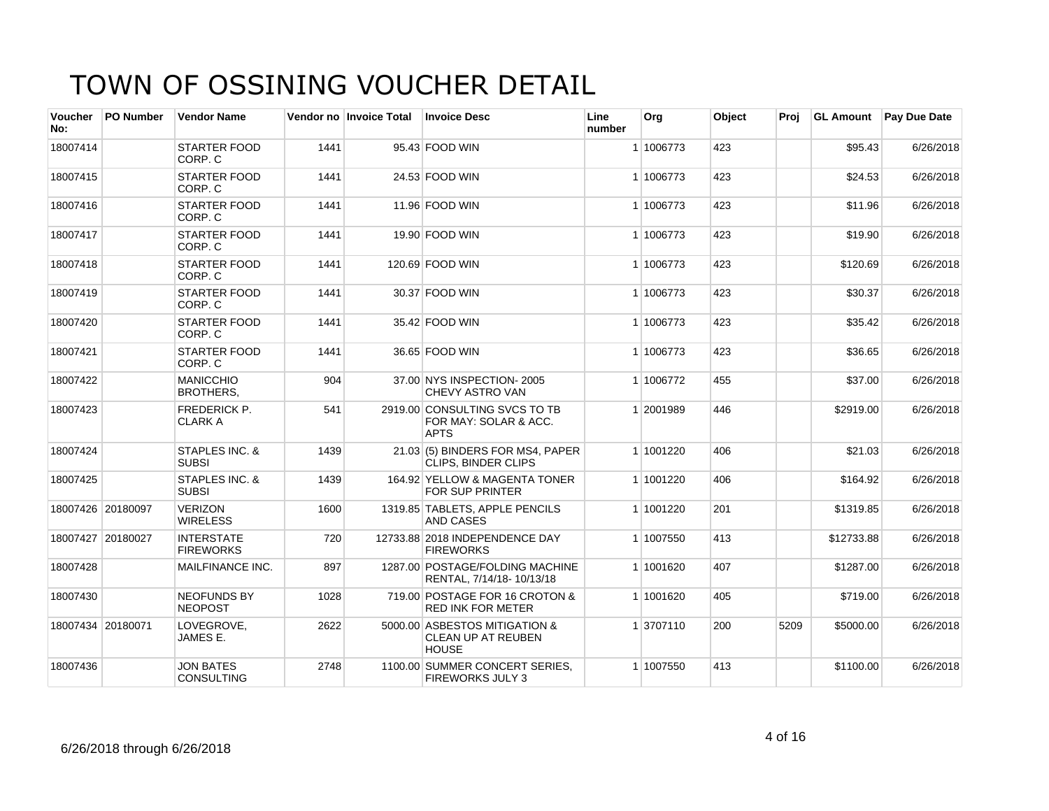# TOWN OF OSSINING VOUCHER DETAIL

| Voucher No: | PO Number | Vendor Name | Vendor no | Invoice Total | Invoice Desc | Line number | Org | Object | Proj | GL Amount | Pay Due Date |
|---|---|---|---|---|---|---|---|---|---|---|---|
| 18007414 | | STARTER FOOD CORP. C | 1441 | 95.43 | FOOD WIN | 1 | 1006773 | 423 | | $95.43 | 6/26/2018 |
| 18007415 | | STARTER FOOD CORP. C | 1441 | 24.53 | FOOD WIN | 1 | 1006773 | 423 | | $24.53 | 6/26/2018 |
| 18007416 | | STARTER FOOD CORP. C | 1441 | 11.96 | FOOD WIN | 1 | 1006773 | 423 | | $11.96 | 6/26/2018 |
| 18007417 | | STARTER FOOD CORP. C | 1441 | 19.90 | FOOD WIN | 1 | 1006773 | 423 | | $19.90 | 6/26/2018 |
| 18007418 | | STARTER FOOD CORP. C | 1441 | 120.69 | FOOD WIN | 1 | 1006773 | 423 | | $120.69 | 6/26/2018 |
| 18007419 | | STARTER FOOD CORP. C | 1441 | 30.37 | FOOD WIN | 1 | 1006773 | 423 | | $30.37 | 6/26/2018 |
| 18007420 | | STARTER FOOD CORP. C | 1441 | 35.42 | FOOD WIN | 1 | 1006773 | 423 | | $35.42 | 6/26/2018 |
| 18007421 | | STARTER FOOD CORP. C | 1441 | 36.65 | FOOD WIN | 1 | 1006773 | 423 | | $36.65 | 6/26/2018 |
| 18007422 | | MANICCHIO BROTHERS, | 904 | 37.00 | NYS INSPECTION- 2005 CHEVY ASTRO VAN | 1 | 1006772 | 455 | | $37.00 | 6/26/2018 |
| 18007423 | | FREDERICK P. CLARK A | 541 | 2919.00 | CONSULTING SVCS TO TB FOR MAY: SOLAR & ACC. APTS | 1 | 2001989 | 446 | | $2919.00 | 6/26/2018 |
| 18007424 | | STAPLES INC. & SUBSI | 1439 | 21.03 | (5) BINDERS FOR MS4, PAPER CLIPS, BINDER CLIPS | 1 | 1001220 | 406 | | $21.03 | 6/26/2018 |
| 18007425 | | STAPLES INC. & SUBSI | 1439 | 164.92 | YELLOW & MAGENTA TONER FOR SUP PRINTER | 1 | 1001220 | 406 | | $164.92 | 6/26/2018 |
| 18007426 | 20180097 | VERIZON WIRELESS | 1600 | 1319.85 | TABLETS, APPLE PENCILS AND CASES | 1 | 1001220 | 201 | | $1319.85 | 6/26/2018 |
| 18007427 | 20180027 | INTERSTATE FIREWORKS | 720 | 12733.88 | 2018 INDEPENDENCE DAY FIREWORKS | 1 | 1007550 | 413 | | $12733.88 | 6/26/2018 |
| 18007428 | | MAILFINANCE INC. | 897 | 1287.00 | POSTAGE/FOLDING MACHINE RENTAL, 7/14/18- 10/13/18 | 1 | 1001620 | 407 | | $1287.00 | 6/26/2018 |
| 18007430 | | NEOFUNDS BY NEOPOST | 1028 | 719.00 | POSTAGE FOR 16 CROTON & RED INK FOR METER | 1 | 1001620 | 405 | | $719.00 | 6/26/2018 |
| 18007434 | 20180071 | LOVEGROVE, JAMES E. | 2622 | 5000.00 | ASBESTOS MITIGATION & CLEAN UP AT REUBEN HOUSE | 1 | 3707110 | 200 | 5209 | $5000.00 | 6/26/2018 |
| 18007436 | | JON BATES CONSULTING | 2748 | 1100.00 | SUMMER CONCERT SERIES, FIREWORKS JULY 3 | 1 | 1007550 | 413 | | $1100.00 | 6/26/2018 |

6/26/2018 through 6/26/2018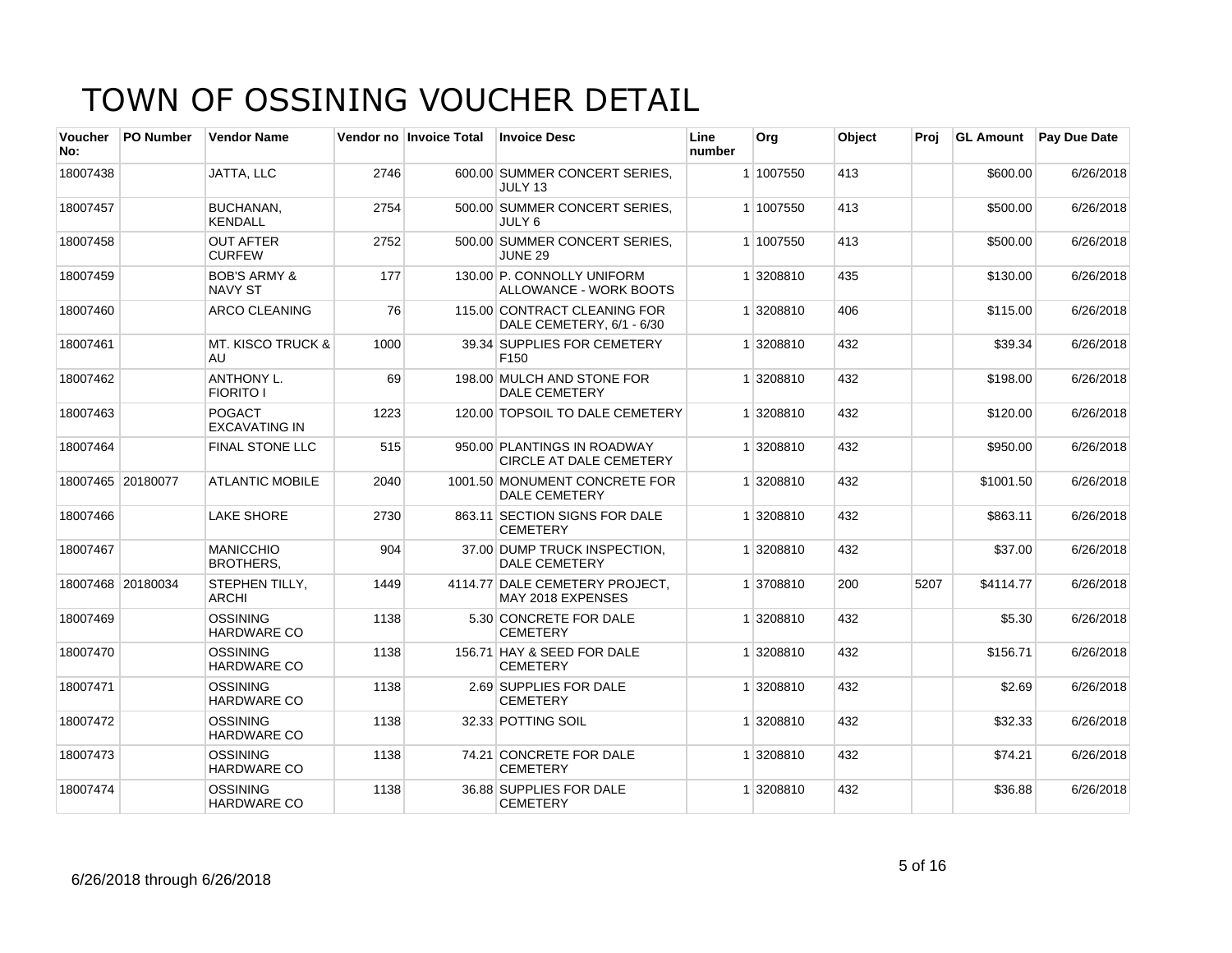# TOWN OF OSSINING VOUCHER DETAIL

| Voucher No: | PO Number | Vendor Name | Vendor no | Invoice Total | Invoice Desc | Line number | Org | Object | Proj | GL Amount | Pay Due Date |
|---|---|---|---|---|---|---|---|---|---|---|---|
| 18007438 | | JATTA, LLC | 2746 | 600.00 | SUMMER CONCERT SERIES, JULY 13 | 1 | 1007550 | 413 | | $600.00 | 6/26/2018 |
| 18007457 | | BUCHANAN, KENDALL | 2754 | 500.00 | SUMMER CONCERT SERIES, JULY 6 | 1 | 1007550 | 413 | | $500.00 | 6/26/2018 |
| 18007458 | | OUT AFTER CURFEW | 2752 | 500.00 | SUMMER CONCERT SERIES, JUNE 29 | 1 | 1007550 | 413 | | $500.00 | 6/26/2018 |
| 18007459 | | BOB'S ARMY & NAVY ST | 177 | 130.00 | P. CONNOLLY UNIFORM ALLOWANCE - WORK BOOTS | 1 | 3208810 | 435 | | $130.00 | 6/26/2018 |
| 18007460 | | ARCO CLEANING | 76 | 115.00 | CONTRACT CLEANING FOR DALE CEMETERY, 6/1 - 6/30 | 1 | 3208810 | 406 | | $115.00 | 6/26/2018 |
| 18007461 | | MT. KISCO TRUCK & AU | 1000 | 39.34 | SUPPLIES FOR CEMETERY F150 | 1 | 3208810 | 432 | | $39.34 | 6/26/2018 |
| 18007462 | | ANTHONY L. FIORITO I | 69 | 198.00 | MULCH AND STONE FOR DALE CEMETERY | 1 | 3208810 | 432 | | $198.00 | 6/26/2018 |
| 18007463 | | POGACT EXCAVATING IN | 1223 | 120.00 | TOPSOIL TO DALE CEMETERY | 1 | 3208810 | 432 | | $120.00 | 6/26/2018 |
| 18007464 | | FINAL STONE LLC | 515 | 950.00 | PLANTINGS IN ROADWAY CIRCLE AT DALE CEMETERY | 1 | 3208810 | 432 | | $950.00 | 6/26/2018 |
| 18007465 | 20180077 | ATLANTIC MOBILE | 2040 | 1001.50 | MONUMENT CONCRETE FOR DALE CEMETERY | 1 | 3208810 | 432 | | $1001.50 | 6/26/2018 |
| 18007466 | | LAKE SHORE | 2730 | 863.11 | SECTION SIGNS FOR DALE CEMETERY | 1 | 3208810 | 432 | | $863.11 | 6/26/2018 |
| 18007467 | | MANICCHIO BROTHERS, | 904 | 37.00 | DUMP TRUCK INSPECTION, DALE CEMETERY | 1 | 3208810 | 432 | | $37.00 | 6/26/2018 |
| 18007468 | 20180034 | STEPHEN TILLY, ARCHI | 1449 | 4114.77 | DALE CEMETERY PROJECT, MAY 2018 EXPENSES | 1 | 3708810 | 200 | 5207 | $4114.77 | 6/26/2018 |
| 18007469 | | OSSINING HARDWARE CO | 1138 | 5.30 | CONCRETE FOR DALE CEMETERY | 1 | 3208810 | 432 | | $5.30 | 6/26/2018 |
| 18007470 | | OSSINING HARDWARE CO | 1138 | 156.71 | HAY & SEED FOR DALE CEMETERY | 1 | 3208810 | 432 | | $156.71 | 6/26/2018 |
| 18007471 | | OSSINING HARDWARE CO | 1138 | 2.69 | SUPPLIES FOR DALE CEMETERY | 1 | 3208810 | 432 | | $2.69 | 6/26/2018 |
| 18007472 | | OSSINING HARDWARE CO | 1138 | 32.33 | POTTING SOIL | 1 | 3208810 | 432 | | $32.33 | 6/26/2018 |
| 18007473 | | OSSINING HARDWARE CO | 1138 | 74.21 | CONCRETE FOR DALE CEMETERY | 1 | 3208810 | 432 | | $74.21 | 6/26/2018 |
| 18007474 | | OSSINING HARDWARE CO | 1138 | 36.88 | SUPPLIES FOR DALE CEMETERY | 1 | 3208810 | 432 | | $36.88 | 6/26/2018 |

6/26/2018 through 6/26/2018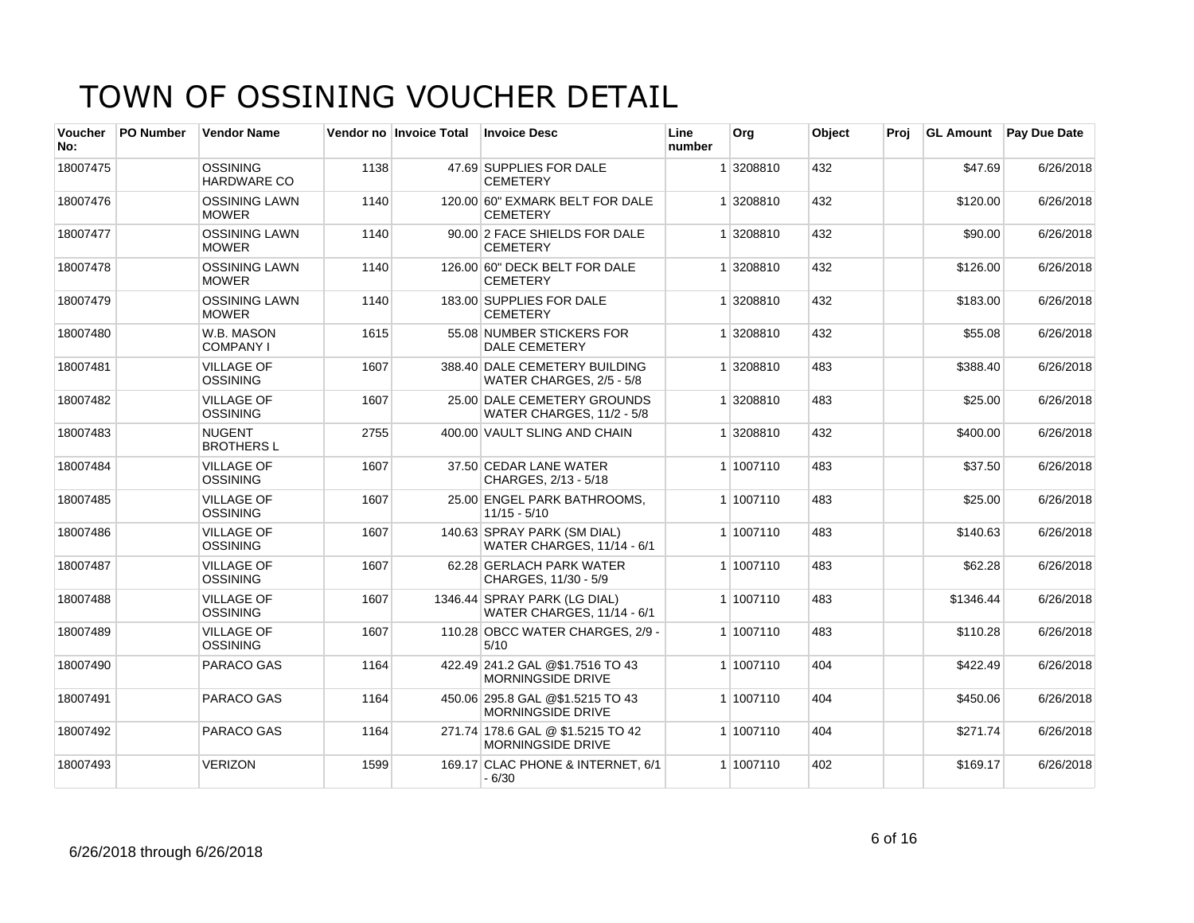# TOWN OF OSSINING VOUCHER DETAIL

| Voucher No: | PO Number | Vendor Name | Vendor no | Invoice Total | Invoice Desc | Line number | Org | Object | Proj | GL Amount | Pay Due Date |
|---|---|---|---|---|---|---|---|---|---|---|---|
| 18007475 | | OSSINING HARDWARE CO | 1138 | 47.69 | SUPPLIES FOR DALE CEMETERY | 1 | 3208810 | 432 | | $47.69 | 6/26/2018 |
| 18007476 | | OSSINING LAWN MOWER | 1140 | 120.00 | 60" EXMARK BELT FOR DALE CEMETERY | 1 | 3208810 | 432 | | $120.00 | 6/26/2018 |
| 18007477 | | OSSINING LAWN MOWER | 1140 | 90.00 | 2 FACE SHIELDS FOR DALE CEMETERY | 1 | 3208810 | 432 | | $90.00 | 6/26/2018 |
| 18007478 | | OSSINING LAWN MOWER | 1140 | 126.00 | 60" DECK BELT FOR DALE CEMETERY | 1 | 3208810 | 432 | | $126.00 | 6/26/2018 |
| 18007479 | | OSSINING LAWN MOWER | 1140 | 183.00 | SUPPLIES FOR DALE CEMETERY | 1 | 3208810 | 432 | | $183.00 | 6/26/2018 |
| 18007480 | | W.B. MASON COMPANY I | 1615 | 55.08 | NUMBER STICKERS FOR DALE CEMETERY | 1 | 3208810 | 432 | | $55.08 | 6/26/2018 |
| 18007481 | | VILLAGE OF OSSINING | 1607 | 388.40 | DALE CEMETERY BUILDING WATER CHARGES, 2/5 - 5/8 | 1 | 3208810 | 483 | | $388.40 | 6/26/2018 |
| 18007482 | | VILLAGE OF OSSINING | 1607 | 25.00 | DALE CEMETERY GROUNDS WATER CHARGES, 11/2 - 5/8 | 1 | 3208810 | 483 | | $25.00 | 6/26/2018 |
| 18007483 | | NUGENT BROTHERS L | 2755 | 400.00 | VAULT SLING AND CHAIN | 1 | 3208810 | 432 | | $400.00 | 6/26/2018 |
| 18007484 | | VILLAGE OF OSSINING | 1607 | 37.50 | CEDAR LANE WATER CHARGES, 2/13 - 5/18 | 1 | 1007110 | 483 | | $37.50 | 6/26/2018 |
| 18007485 | | VILLAGE OF OSSINING | 1607 | 25.00 | ENGEL PARK BATHROOMS, 11/15 - 5/10 | 1 | 1007110 | 483 | | $25.00 | 6/26/2018 |
| 18007486 | | VILLAGE OF OSSINING | 1607 | 140.63 | SPRAY PARK (SM DIAL) WATER CHARGES, 11/14 - 6/1 | 1 | 1007110 | 483 | | $140.63 | 6/26/2018 |
| 18007487 | | VILLAGE OF OSSINING | 1607 | 62.28 | GERLACH PARK WATER CHARGES, 11/30 - 5/9 | 1 | 1007110 | 483 | | $62.28 | 6/26/2018 |
| 18007488 | | VILLAGE OF OSSINING | 1607 | 1346.44 | SPRAY PARK (LG DIAL) WATER CHARGES, 11/14 - 6/1 | 1 | 1007110 | 483 | | $1346.44 | 6/26/2018 |
| 18007489 | | VILLAGE OF OSSINING | 1607 | 110.28 | OBCC WATER CHARGES, 2/9 - 5/10 | 1 | 1007110 | 483 | | $110.28 | 6/26/2018 |
| 18007490 | | PARACO GAS | 1164 | 422.49 | 241.2 GAL @$1.7516 TO 43 MORNINGSIDE DRIVE | 1 | 1007110 | 404 | | $422.49 | 6/26/2018 |
| 18007491 | | PARACO GAS | 1164 | 450.06 | 295.8 GAL @$1.5215 TO 43 MORNINGSIDE DRIVE | 1 | 1007110 | 404 | | $450.06 | 6/26/2018 |
| 18007492 | | PARACO GAS | 1164 | 271.74 | 178.6 GAL @ $1.5215 TO 42 MORNINGSIDE DRIVE | 1 | 1007110 | 404 | | $271.74 | 6/26/2018 |
| 18007493 | | VERIZON | 1599 | 169.17 | CLAC PHONE & INTERNET, 6/1 - 6/30 | 1 | 1007110 | 402 | | $169.17 | 6/26/2018 |

6/26/2018 through 6/26/2018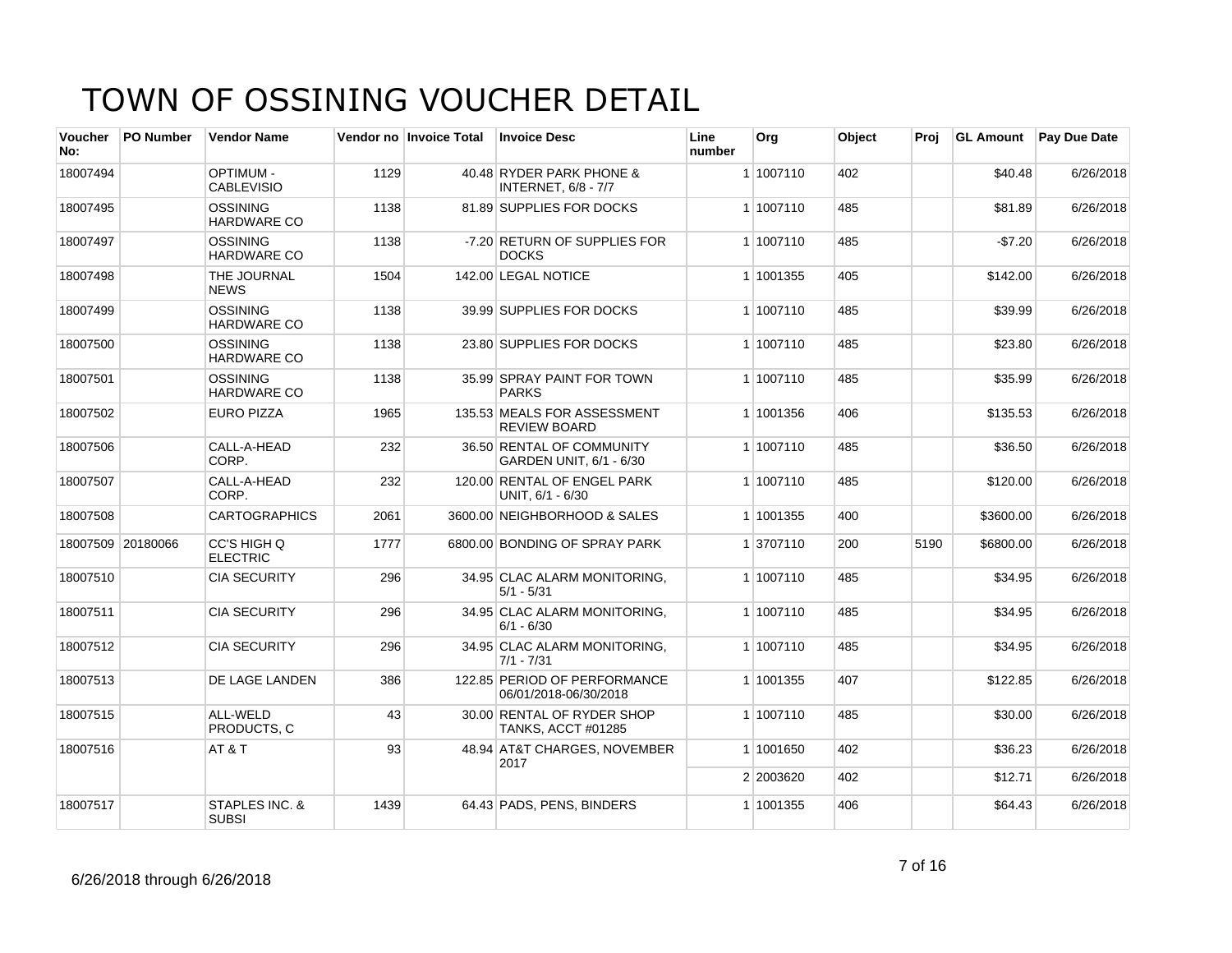# TOWN OF OSSINING VOUCHER DETAIL

| Voucher No: | PO Number | Vendor Name | Vendor no | Invoice Total | Invoice Desc | Line number | Org | Object | Proj | GL Amount | Pay Due Date |
|---|---|---|---|---|---|---|---|---|---|---|---|
| 18007494 | | OPTIMUM - CABLEVISIO | 1129 | 40.48 | RYDER PARK PHONE & INTERNET, 6/8 - 7/7 | 1 | 1007110 | 402 | | $40.48 | 6/26/2018 |
| 18007495 | | OSSINING HARDWARE CO | 1138 | 81.89 | SUPPLIES FOR DOCKS | 1 | 1007110 | 485 | | $81.89 | 6/26/2018 |
| 18007497 | | OSSINING HARDWARE CO | 1138 | -7.20 | RETURN OF SUPPLIES FOR DOCKS | 1 | 1007110 | 485 | | -$7.20 | 6/26/2018 |
| 18007498 | | THE JOURNAL NEWS | 1504 | 142.00 | LEGAL NOTICE | 1 | 1001355 | 405 | | $142.00 | 6/26/2018 |
| 18007499 | | OSSINING HARDWARE CO | 1138 | 39.99 | SUPPLIES FOR DOCKS | 1 | 1007110 | 485 | | $39.99 | 6/26/2018 |
| 18007500 | | OSSINING HARDWARE CO | 1138 | 23.80 | SUPPLIES FOR DOCKS | 1 | 1007110 | 485 | | $23.80 | 6/26/2018 |
| 18007501 | | OSSINING HARDWARE CO | 1138 | 35.99 | SPRAY PAINT FOR TOWN PARKS | 1 | 1007110 | 485 | | $35.99 | 6/26/2018 |
| 18007502 | | EURO PIZZA | 1965 | 135.53 | MEALS FOR ASSESSMENT REVIEW BOARD | 1 | 1001356 | 406 | | $135.53 | 6/26/2018 |
| 18007506 | | CALL-A-HEAD CORP. | 232 | 36.50 | RENTAL OF COMMUNITY GARDEN UNIT, 6/1 - 6/30 | 1 | 1007110 | 485 | | $36.50 | 6/26/2018 |
| 18007507 | | CALL-A-HEAD CORP. | 232 | 120.00 | RENTAL OF ENGEL PARK UNIT, 6/1 - 6/30 | 1 | 1007110 | 485 | | $120.00 | 6/26/2018 |
| 18007508 | | CARTOGRAPHICS | 2061 | 3600.00 | NEIGHBORHOOD & SALES | 1 | 1001355 | 400 | | $3600.00 | 6/26/2018 |
| 18007509 | 20180066 | CC'S HIGH Q ELECTRIC | 1777 | 6800.00 | BONDING OF SPRAY PARK | 1 | 3707110 | 200 | 5190 | $6800.00 | 6/26/2018 |
| 18007510 | | CIA SECURITY | 296 | 34.95 | CLAC ALARM MONITORING, 5/1 - 5/31 | 1 | 1007110 | 485 | | $34.95 | 6/26/2018 |
| 18007511 | | CIA SECURITY | 296 | 34.95 | CLAC ALARM MONITORING, 6/1 - 6/30 | 1 | 1007110 | 485 | | $34.95 | 6/26/2018 |
| 18007512 | | CIA SECURITY | 296 | 34.95 | CLAC ALARM MONITORING, 7/1 - 7/31 | 1 | 1007110 | 485 | | $34.95 | 6/26/2018 |
| 18007513 | | DE LAGE LANDEN | 386 | 122.85 | PERIOD OF PERFORMANCE 06/01/2018-06/30/2018 | 1 | 1001355 | 407 | | $122.85 | 6/26/2018 |
| 18007515 | | ALL-WELD PRODUCTS, C | 43 | 30.00 | RENTAL OF RYDER SHOP TANKS, ACCT #01285 | 1 | 1007110 | 485 | | $30.00 | 6/26/2018 |
| 18007516 | | AT & T | 93 | 48.94 | AT&T CHARGES, NOVEMBER 2017 | 1 | 1001650 | 402 | | $36.23 | 6/26/2018 |
| | | | | | | 2 | 2003620 | 402 | | $12.71 | 6/26/2018 |
| 18007517 | | STAPLES INC. & SUBSI | 1439 | 64.43 | PADS, PENS, BINDERS | 1 | 1001355 | 406 | | $64.43 | 6/26/2018 |

6/26/2018 through 6/26/2018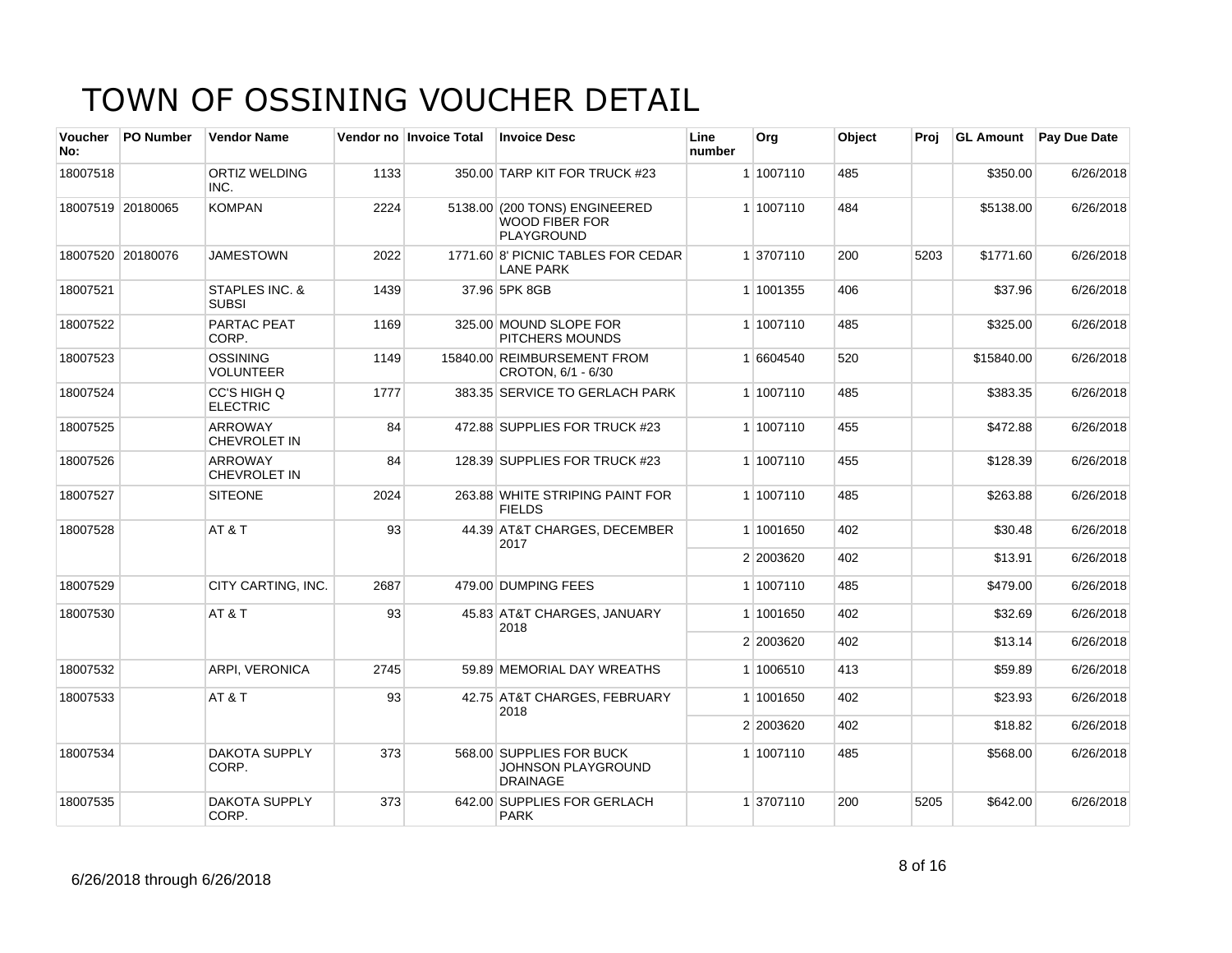# TOWN OF OSSINING VOUCHER DETAIL

| Voucher No: | PO Number | Vendor Name | Vendor no | Invoice Total | Invoice Desc | Line number | Org | Object | Proj | GL Amount | Pay Due Date |
|---|---|---|---|---|---|---|---|---|---|---|---|
| 18007518 | | ORTIZ WELDING INC. | 1133 | 350.00 | TARP KIT FOR TRUCK #23 | 1 | 1007110 | 485 | | $350.00 | 6/26/2018 |
| 18007519 | 20180065 | KOMPAN | 2224 | 5138.00 | (200 TONS) ENGINEERED WOOD FIBER FOR PLAYGROUND | 1 | 1007110 | 484 | | $5138.00 | 6/26/2018 |
| 18007520 | 20180076 | JAMESTOWN | 2022 | 1771.60 | 8' PICNIC TABLES FOR CEDAR LANE PARK | 1 | 3707110 | 200 | 5203 | $1771.60 | 6/26/2018 |
| 18007521 | | STAPLES INC. & SUBSI | 1439 | 37.96 | 5PK 8GB | 1 | 1001355 | 406 | | $37.96 | 6/26/2018 |
| 18007522 | | PARTAC PEAT CORP. | 1169 | 325.00 | MOUND SLOPE FOR PITCHERS MOUNDS | 1 | 1007110 | 485 | | $325.00 | 6/26/2018 |
| 18007523 | | OSSINING VOLUNTEER | 1149 | 15840.00 | REIMBURSEMENT FROM CROTON, 6/1 - 6/30 | 1 | 6604540 | 520 | | $15840.00 | 6/26/2018 |
| 18007524 | | CC'S HIGH Q ELECTRIC | 1777 | 383.35 | SERVICE TO GERLACH PARK | 1 | 1007110 | 485 | | $383.35 | 6/26/2018 |
| 18007525 | | ARROWAY CHEVROLET IN | 84 | 472.88 | SUPPLIES FOR TRUCK #23 | 1 | 1007110 | 455 | | $472.88 | 6/26/2018 |
| 18007526 | | ARROWAY CHEVROLET IN | 84 | 128.39 | SUPPLIES FOR TRUCK #23 | 1 | 1007110 | 455 | | $128.39 | 6/26/2018 |
| 18007527 | | SITEONE | 2024 | 263.88 | WHITE STRIPING PAINT FOR FIELDS | 1 | 1007110 | 485 | | $263.88 | 6/26/2018 |
| 18007528 | | AT & T | 93 | 44.39 | AT&T CHARGES, DECEMBER 2017 | 1 | 1001650 | 402 | | $30.48 | 6/26/2018 |
| | | | | | | 2 | 2003620 | 402 | | $13.91 | 6/26/2018 |
| 18007529 | | CITY CARTING, INC. | 2687 | 479.00 | DUMPING FEES | 1 | 1007110 | 485 | | $479.00 | 6/26/2018 |
| 18007530 | | AT & T | 93 | 45.83 | AT&T CHARGES, JANUARY 2018 | 1 | 1001650 | 402 | | $32.69 | 6/26/2018 |
| | | | | | | 2 | 2003620 | 402 | | $13.14 | 6/26/2018 |
| 18007532 | | ARPI, VERONICA | 2745 | 59.89 | MEMORIAL DAY WREATHS | 1 | 1006510 | 413 | | $59.89 | 6/26/2018 |
| 18007533 | | AT & T | 93 | 42.75 | AT&T CHARGES, FEBRUARY 2018 | 1 | 1001650 | 402 | | $23.93 | 6/26/2018 |
| | | | | | | 2 | 2003620 | 402 | | $18.82 | 6/26/2018 |
| 18007534 | | DAKOTA SUPPLY CORP. | 373 | 568.00 | SUPPLIES FOR BUCK JOHNSON PLAYGROUND DRAINAGE | 1 | 1007110 | 485 | | $568.00 | 6/26/2018 |
| 18007535 | | DAKOTA SUPPLY CORP. | 373 | 642.00 | SUPPLIES FOR GERLACH PARK | 1 | 3707110 | 200 | 5205 | $642.00 | 6/26/2018 |

6/26/2018 through 6/26/2018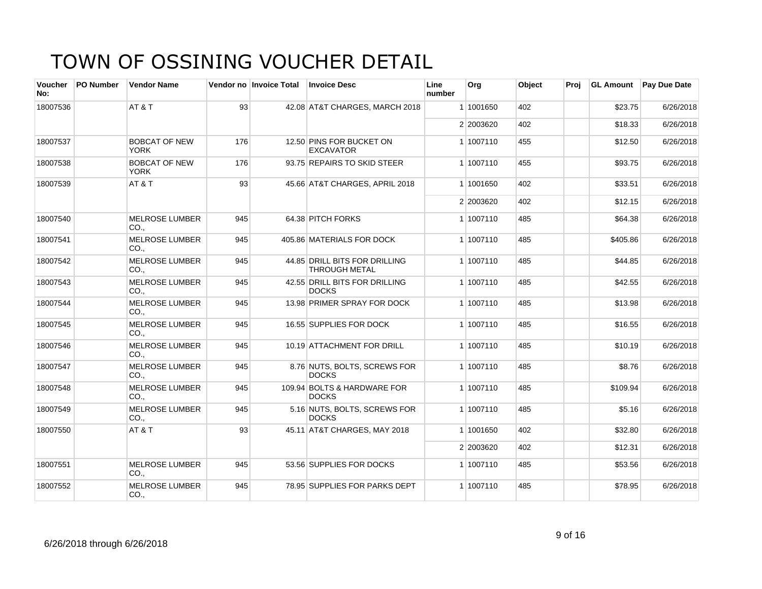# TOWN OF OSSINING VOUCHER DETAIL

| Voucher No: | PO Number | Vendor Name | Vendor no | Invoice Total | Invoice Desc | Line number | Org | Object | Proj | GL Amount | Pay Due Date |
|---|---|---|---|---|---|---|---|---|---|---|---|
| 18007536 | | AT & T | 93 | 42.08 | AT&T CHARGES, MARCH 2018 | 1 | 1001650 | 402 | | $23.75 | 6/26/2018 |
| | | | | | | 2 | 2003620 | 402 | | $18.33 | 6/26/2018 |
| 18007537 | | BOBCAT OF NEW YORK | 176 | 12.50 | PINS FOR BUCKET ON EXCAVATOR | 1 | 1007110 | 455 | | $12.50 | 6/26/2018 |
| 18007538 | | BOBCAT OF NEW YORK | 176 | 93.75 | REPAIRS TO SKID STEER | 1 | 1007110 | 455 | | $93.75 | 6/26/2018 |
| 18007539 | | AT & T | 93 | 45.66 | AT&T CHARGES, APRIL 2018 | 1 | 1001650 | 402 | | $33.51 | 6/26/2018 |
| | | | | | | 2 | 2003620 | 402 | | $12.15 | 6/26/2018 |
| 18007540 | | MELROSE LUMBER CO., | 945 | 64.38 | PITCH FORKS | 1 | 1007110 | 485 | | $64.38 | 6/26/2018 |
| 18007541 | | MELROSE LUMBER CO., | 945 | 405.86 | MATERIALS FOR DOCK | 1 | 1007110 | 485 | | $405.86 | 6/26/2018 |
| 18007542 | | MELROSE LUMBER CO., | 945 | 44.85 | DRILL BITS FOR DRILLING THROUGH METAL | 1 | 1007110 | 485 | | $44.85 | 6/26/2018 |
| 18007543 | | MELROSE LUMBER CO., | 945 | 42.55 | DRILL BITS FOR DRILLING DOCKS | 1 | 1007110 | 485 | | $42.55 | 6/26/2018 |
| 18007544 | | MELROSE LUMBER CO., | 945 | 13.98 | PRIMER SPRAY FOR DOCK | 1 | 1007110 | 485 | | $13.98 | 6/26/2018 |
| 18007545 | | MELROSE LUMBER CO., | 945 | 16.55 | SUPPLIES FOR DOCK | 1 | 1007110 | 485 | | $16.55 | 6/26/2018 |
| 18007546 | | MELROSE LUMBER CO., | 945 | 10.19 | ATTACHMENT FOR DRILL | 1 | 1007110 | 485 | | $10.19 | 6/26/2018 |
| 18007547 | | MELROSE LUMBER CO., | 945 | 8.76 | NUTS, BOLTS, SCREWS FOR DOCKS | 1 | 1007110 | 485 | | $8.76 | 6/26/2018 |
| 18007548 | | MELROSE LUMBER CO., | 945 | 109.94 | BOLTS & HARDWARE FOR DOCKS | 1 | 1007110 | 485 | | $109.94 | 6/26/2018 |
| 18007549 | | MELROSE LUMBER CO., | 945 | 5.16 | NUTS, BOLTS, SCREWS FOR DOCKS | 1 | 1007110 | 485 | | $5.16 | 6/26/2018 |
| 18007550 | | AT & T | 93 | 45.11 | AT&T CHARGES, MAY 2018 | 1 | 1001650 | 402 | | $32.80 | 6/26/2018 |
| | | | | | | 2 | 2003620 | 402 | | $12.31 | 6/26/2018 |
| 18007551 | | MELROSE LUMBER CO., | 945 | 53.56 | SUPPLIES FOR DOCKS | 1 | 1007110 | 485 | | $53.56 | 6/26/2018 |
| 18007552 | | MELROSE LUMBER CO., | 945 | 78.95 | SUPPLIES FOR PARKS DEPT | 1 | 1007110 | 485 | | $78.95 | 6/26/2018 |

6/26/2018 through 6/26/2018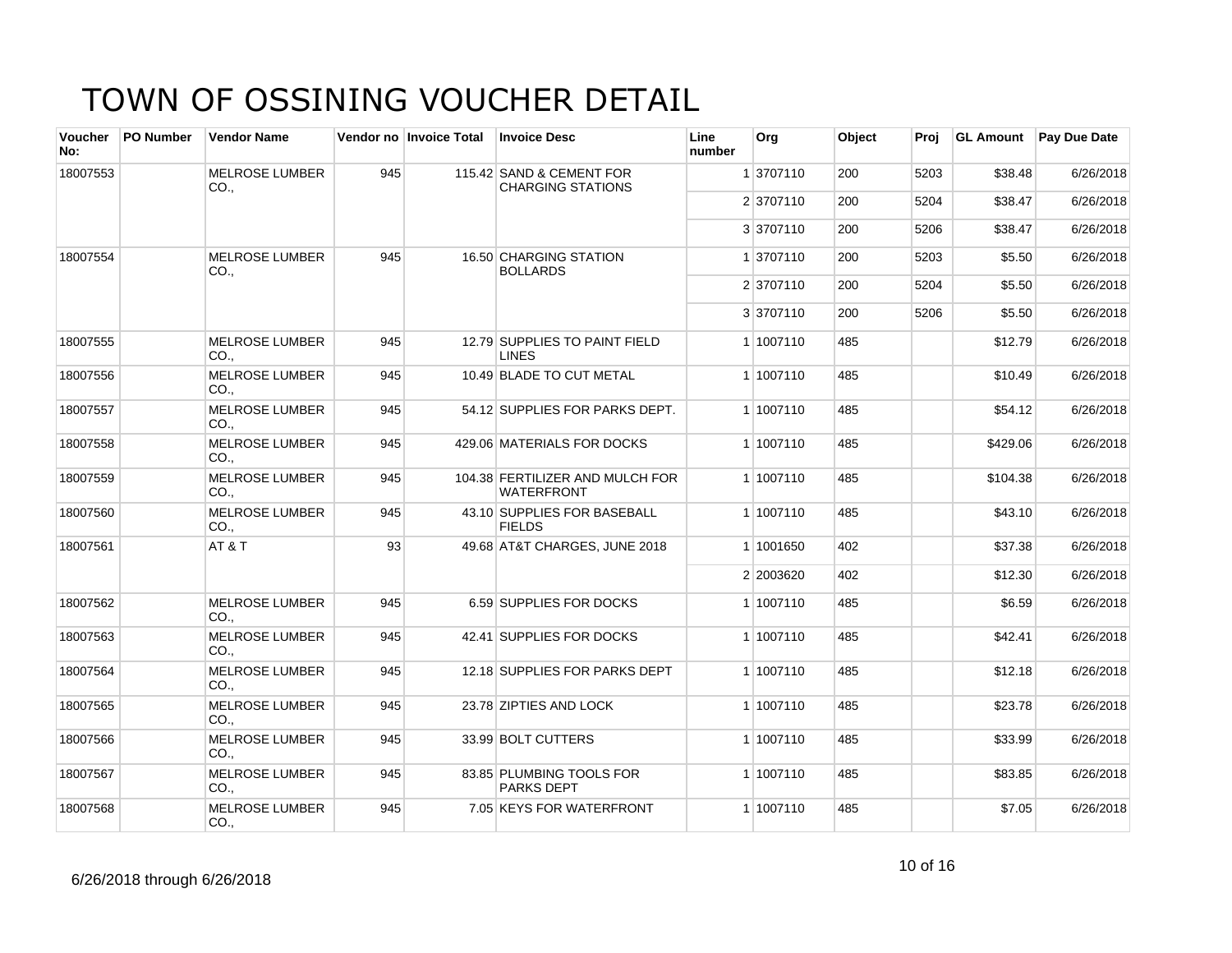# TOWN OF OSSINING VOUCHER DETAIL

| Voucher No: | PO Number | Vendor Name | Vendor no | Invoice Total | Invoice Desc | Line number | Org | Object | Proj | GL Amount | Pay Due Date |
|---|---|---|---|---|---|---|---|---|---|---|---|
| 18007553 | | MELROSE LUMBER CO., | 945 | 115.42 | SAND & CEMENT FOR CHARGING STATIONS | 1 | 3707110 | 200 | 5203 | $38.48 | 6/26/2018 |
| | | | | | | 2 | 3707110 | 200 | 5204 | $38.47 | 6/26/2018 |
| | | | | | | 3 | 3707110 | 200 | 5206 | $38.47 | 6/26/2018 |
| 18007554 | | MELROSE LUMBER CO., | 945 | 16.50 | CHARGING STATION BOLLARDS | 1 | 3707110 | 200 | 5203 | $5.50 | 6/26/2018 |
| | | | | | | 2 | 3707110 | 200 | 5204 | $5.50 | 6/26/2018 |
| | | | | | | 3 | 3707110 | 200 | 5206 | $5.50 | 6/26/2018 |
| 18007555 | | MELROSE LUMBER CO., | 945 | 12.79 | SUPPLIES TO PAINT FIELD LINES | 1 | 1007110 | 485 | | $12.79 | 6/26/2018 |
| 18007556 | | MELROSE LUMBER CO., | 945 | 10.49 | BLADE TO CUT METAL | 1 | 1007110 | 485 | | $10.49 | 6/26/2018 |
| 18007557 | | MELROSE LUMBER CO., | 945 | 54.12 | SUPPLIES FOR PARKS DEPT. | 1 | 1007110 | 485 | | $54.12 | 6/26/2018 |
| 18007558 | | MELROSE LUMBER CO., | 945 | 429.06 | MATERIALS FOR DOCKS | 1 | 1007110 | 485 | | $429.06 | 6/26/2018 |
| 18007559 | | MELROSE LUMBER CO., | 945 | 104.38 | FERTILIZER AND MULCH FOR WATERFRONT | 1 | 1007110 | 485 | | $104.38 | 6/26/2018 |
| 18007560 | | MELROSE LUMBER CO., | 945 | 43.10 | SUPPLIES FOR BASEBALL FIELDS | 1 | 1007110 | 485 | | $43.10 | 6/26/2018 |
| 18007561 | | AT & T | 93 | 49.68 | AT&T CHARGES, JUNE 2018 | 1 | 1001650 | 402 | | $37.38 | 6/26/2018 |
| | | | | | | 2 | 2003620 | 402 | | $12.30 | 6/26/2018 |
| 18007562 | | MELROSE LUMBER CO., | 945 | 6.59 | SUPPLIES FOR DOCKS | 1 | 1007110 | 485 | | $6.59 | 6/26/2018 |
| 18007563 | | MELROSE LUMBER CO., | 945 | 42.41 | SUPPLIES FOR DOCKS | 1 | 1007110 | 485 | | $42.41 | 6/26/2018 |
| 18007564 | | MELROSE LUMBER CO., | 945 | 12.18 | SUPPLIES FOR PARKS DEPT | 1 | 1007110 | 485 | | $12.18 | 6/26/2018 |
| 18007565 | | MELROSE LUMBER CO., | 945 | 23.78 | ZIPTIES AND LOCK | 1 | 1007110 | 485 | | $23.78 | 6/26/2018 |
| 18007566 | | MELROSE LUMBER CO., | 945 | 33.99 | BOLT CUTTERS | 1 | 1007110 | 485 | | $33.99 | 6/26/2018 |
| 18007567 | | MELROSE LUMBER CO., | 945 | 83.85 | PLUMBING TOOLS FOR PARKS DEPT | 1 | 1007110 | 485 | | $83.85 | 6/26/2018 |
| 18007568 | | MELROSE LUMBER CO., | 945 | 7.05 | KEYS FOR WATERFRONT | 1 | 1007110 | 485 | | $7.05 | 6/26/2018 |

6/26/2018 through 6/26/2018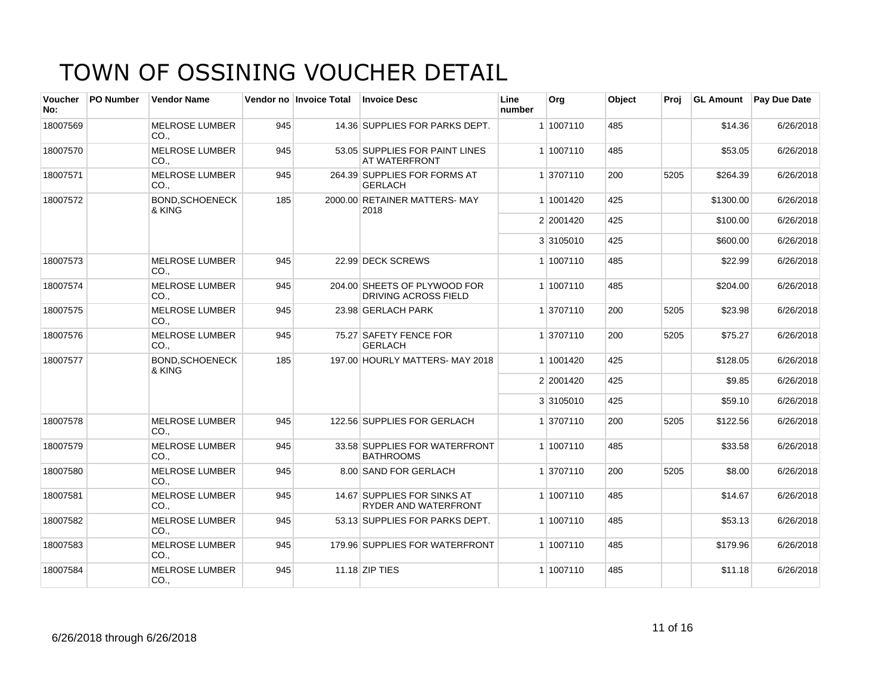# TOWN OF OSSINING VOUCHER DETAIL

| Voucher No: | PO Number | Vendor Name | Vendor no | Invoice Total | Invoice Desc | Line number | Org | Object | Proj | GL Amount | Pay Due Date |
|---|---|---|---|---|---|---|---|---|---|---|---|
| 18007569 | | MELROSE LUMBER CO., | 945 | 14.36 | SUPPLIES FOR PARKS DEPT. | 1 | 1007110 | 485 | | $14.36 | 6/26/2018 |
| 18007570 | | MELROSE LUMBER CO., | 945 | 53.05 | SUPPLIES FOR PAINT LINES AT WATERFRONT | 1 | 1007110 | 485 | | $53.05 | 6/26/2018 |
| 18007571 | | MELROSE LUMBER CO., | 945 | 264.39 | SUPPLIES FOR FORMS AT GERLACH | 1 | 3707110 | 200 | 5205 | $264.39 | 6/26/2018 |
| 18007572 | | BOND,SCHOENECK & KING | 185 | 2000.00 | RETAINER MATTERS- MAY 2018 | 1 | 1001420 | 425 | | $1300.00 | 6/26/2018 |
| | | | | | | 2 | 2001420 | 425 | | $100.00 | 6/26/2018 |
| | | | | | | 3 | 3105010 | 425 | | $600.00 | 6/26/2018 |
| 18007573 | | MELROSE LUMBER CO., | 945 | 22.99 | DECK SCREWS | 1 | 1007110 | 485 | | $22.99 | 6/26/2018 |
| 18007574 | | MELROSE LUMBER CO., | 945 | 204.00 | SHEETS OF PLYWOOD FOR DRIVING ACROSS FIELD | 1 | 1007110 | 485 | | $204.00 | 6/26/2018 |
| 18007575 | | MELROSE LUMBER CO., | 945 | 23.98 | GERLACH PARK | 1 | 3707110 | 200 | 5205 | $23.98 | 6/26/2018 |
| 18007576 | | MELROSE LUMBER CO., | 945 | 75.27 | SAFETY FENCE FOR GERLACH | 1 | 3707110 | 200 | 5205 | $75.27 | 6/26/2018 |
| 18007577 | | BOND,SCHOENECK & KING | 185 | 197.00 | HOURLY MATTERS- MAY 2018 | 1 | 1001420 | 425 | | $128.05 | 6/26/2018 |
| | | | | | | 2 | 2001420 | 425 | | $9.85 | 6/26/2018 |
| | | | | | | 3 | 3105010 | 425 | | $59.10 | 6/26/2018 |
| 18007578 | | MELROSE LUMBER CO., | 945 | 122.56 | SUPPLIES FOR GERLACH | 1 | 3707110 | 200 | 5205 | $122.56 | 6/26/2018 |
| 18007579 | | MELROSE LUMBER CO., | 945 | 33.58 | SUPPLIES FOR WATERFRONT BATHROOMS | 1 | 1007110 | 485 | | $33.58 | 6/26/2018 |
| 18007580 | | MELROSE LUMBER CO., | 945 | 8.00 | SAND FOR GERLACH | 1 | 3707110 | 200 | 5205 | $8.00 | 6/26/2018 |
| 18007581 | | MELROSE LUMBER CO., | 945 | 14.67 | SUPPLIES FOR SINKS AT RYDER AND WATERFRONT | 1 | 1007110 | 485 | | $14.67 | 6/26/2018 |
| 18007582 | | MELROSE LUMBER CO., | 945 | 53.13 | SUPPLIES FOR PARKS DEPT. | 1 | 1007110 | 485 | | $53.13 | 6/26/2018 |
| 18007583 | | MELROSE LUMBER CO., | 945 | 179.96 | SUPPLIES FOR WATERFRONT | 1 | 1007110 | 485 | | $179.96 | 6/26/2018 |
| 18007584 | | MELROSE LUMBER CO., | 945 | 11.18 | ZIP TIES | 1 | 1007110 | 485 | | $11.18 | 6/26/2018 |

6/26/2018 through 6/26/2018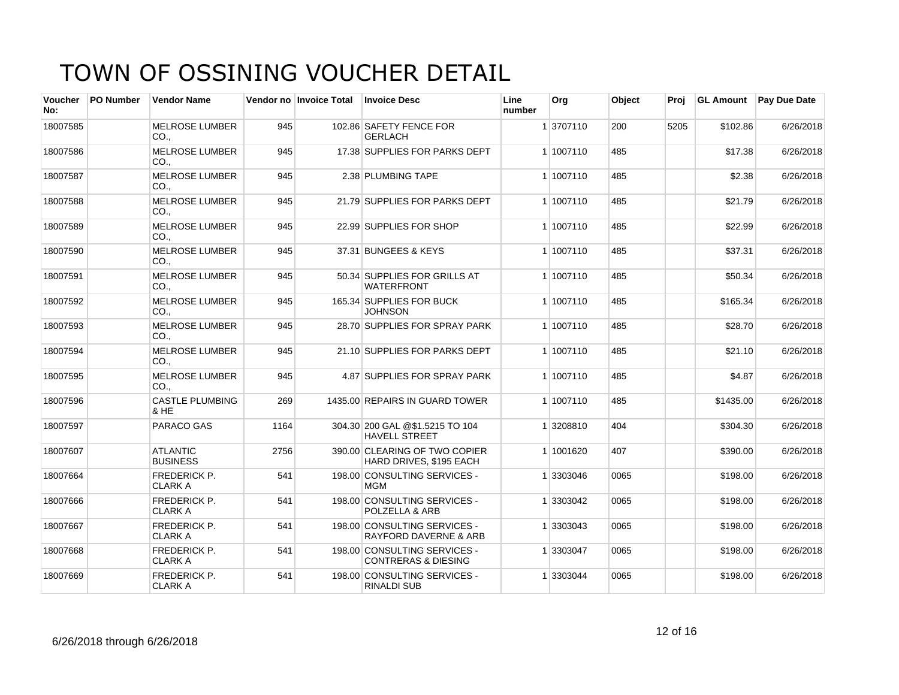# TOWN OF OSSINING VOUCHER DETAIL

| Voucher No: | PO Number | Vendor Name | Vendor no | Invoice Total | Invoice Desc | Line number | Org | Object | Proj | GL Amount | Pay Due Date |
|---|---|---|---|---|---|---|---|---|---|---|---|
| 18007585 | | MELROSE LUMBER CO., | 945 | 102.86 | SAFETY FENCE FOR GERLACH | 1 | 3707110 | 200 | 5205 | $102.86 | 6/26/2018 |
| 18007586 | | MELROSE LUMBER CO., | 945 | 17.38 | SUPPLIES FOR PARKS DEPT | 1 | 1007110 | 485 | | $17.38 | 6/26/2018 |
| 18007587 | | MELROSE LUMBER CO., | 945 | 2.38 | PLUMBING TAPE | 1 | 1007110 | 485 | | $2.38 | 6/26/2018 |
| 18007588 | | MELROSE LUMBER CO., | 945 | 21.79 | SUPPLIES FOR PARKS DEPT | 1 | 1007110 | 485 | | $21.79 | 6/26/2018 |
| 18007589 | | MELROSE LUMBER CO., | 945 | 22.99 | SUPPLIES FOR SHOP | 1 | 1007110 | 485 | | $22.99 | 6/26/2018 |
| 18007590 | | MELROSE LUMBER CO., | 945 | 37.31 | BUNGEES & KEYS | 1 | 1007110 | 485 | | $37.31 | 6/26/2018 |
| 18007591 | | MELROSE LUMBER CO., | 945 | 50.34 | SUPPLIES FOR GRILLS AT WATERFRONT | 1 | 1007110 | 485 | | $50.34 | 6/26/2018 |
| 18007592 | | MELROSE LUMBER CO., | 945 | 165.34 | SUPPLIES FOR BUCK JOHNSON | 1 | 1007110 | 485 | | $165.34 | 6/26/2018 |
| 18007593 | | MELROSE LUMBER CO., | 945 | 28.70 | SUPPLIES FOR SPRAY PARK | 1 | 1007110 | 485 | | $28.70 | 6/26/2018 |
| 18007594 | | MELROSE LUMBER CO., | 945 | 21.10 | SUPPLIES FOR PARKS DEPT | 1 | 1007110 | 485 | | $21.10 | 6/26/2018 |
| 18007595 | | MELROSE LUMBER CO., | 945 | 4.87 | SUPPLIES FOR SPRAY PARK | 1 | 1007110 | 485 | | $4.87 | 6/26/2018 |
| 18007596 | | CASTLE PLUMBING & HE | 269 | 1435.00 | REPAIRS IN GUARD TOWER | 1 | 1007110 | 485 | | $1435.00 | 6/26/2018 |
| 18007597 | | PARACO GAS | 1164 | 304.30 | 200 GAL @$1.5215 TO 104 HAVELL STREET | 1 | 3208810 | 404 | | $304.30 | 6/26/2018 |
| 18007607 | | ATLANTIC BUSINESS | 2756 | 390.00 | CLEARING OF TWO COPIER HARD DRIVES, $195 EACH | 1 | 1001620 | 407 | | $390.00 | 6/26/2018 |
| 18007664 | | FREDERICK P. CLARK A | 541 | 198.00 | CONSULTING SERVICES - MGM | 1 | 3303046 | 0065 | | $198.00 | 6/26/2018 |
| 18007666 | | FREDERICK P. CLARK A | 541 | 198.00 | CONSULTING SERVICES - POLZELLA & ARB | 1 | 3303042 | 0065 | | $198.00 | 6/26/2018 |
| 18007667 | | FREDERICK P. CLARK A | 541 | 198.00 | CONSULTING SERVICES - RAYFORD DAVERNE & ARB | 1 | 3303043 | 0065 | | $198.00 | 6/26/2018 |
| 18007668 | | FREDERICK P. CLARK A | 541 | 198.00 | CONSULTING SERVICES - CONTRERAS & DIESING | 1 | 3303047 | 0065 | | $198.00 | 6/26/2018 |
| 18007669 | | FREDERICK P. CLARK A | 541 | 198.00 | CONSULTING SERVICES - RINALDI SUB | 1 | 3303044 | 0065 | | $198.00 | 6/26/2018 |

6/26/2018 through 6/26/2018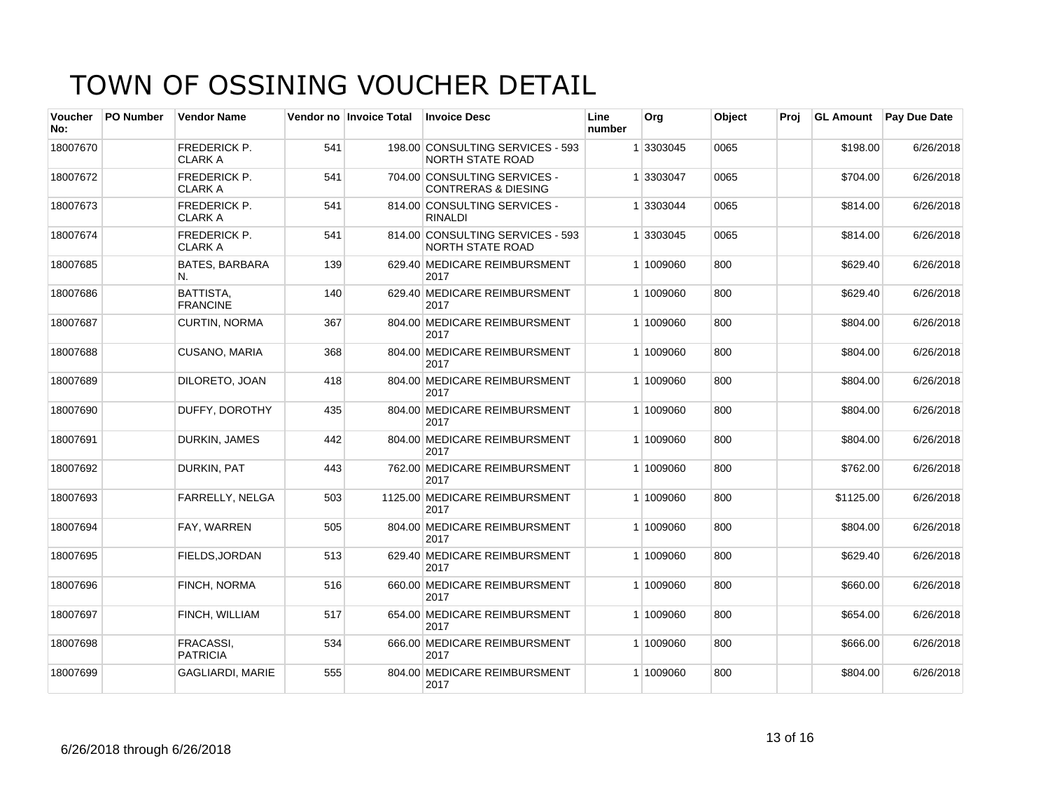# TOWN OF OSSINING VOUCHER DETAIL

| Voucher No: | PO Number | Vendor Name | Vendor no | Invoice Total | Invoice Desc | Line number | Org | Object | Proj | GL Amount | Pay Due Date |
|---|---|---|---|---|---|---|---|---|---|---|---|
| 18007670 | | FREDERICK P. CLARK A | 541 | 198.00 | CONSULTING SERVICES - 593 NORTH STATE ROAD | 1 | 3303045 | 0065 | | $198.00 | 6/26/2018 |
| 18007672 | | FREDERICK P. CLARK A | 541 | 704.00 | CONSULTING SERVICES - CONTRERAS & DIESING | 1 | 3303047 | 0065 | | $704.00 | 6/26/2018 |
| 18007673 | | FREDERICK P. CLARK A | 541 | 814.00 | CONSULTING SERVICES - RINALDI | 1 | 3303044 | 0065 | | $814.00 | 6/26/2018 |
| 18007674 | | FREDERICK P. CLARK A | 541 | 814.00 | CONSULTING SERVICES - 593 NORTH STATE ROAD | 1 | 3303045 | 0065 | | $814.00 | 6/26/2018 |
| 18007685 | | BATES, BARBARA N. | 139 | 629.40 | MEDICARE REIMBURSMENT 2017 | 1 | 1009060 | 800 | | $629.40 | 6/26/2018 |
| 18007686 | | BATTISTA, FRANCINE | 140 | 629.40 | MEDICARE REIMBURSMENT 2017 | 1 | 1009060 | 800 | | $629.40 | 6/26/2018 |
| 18007687 | | CURTIN, NORMA | 367 | 804.00 | MEDICARE REIMBURSMENT 2017 | 1 | 1009060 | 800 | | $804.00 | 6/26/2018 |
| 18007688 | | CUSANO, MARIA | 368 | 804.00 | MEDICARE REIMBURSMENT 2017 | 1 | 1009060 | 800 | | $804.00 | 6/26/2018 |
| 18007689 | | DILORETO, JOAN | 418 | 804.00 | MEDICARE REIMBURSMENT 2017 | 1 | 1009060 | 800 | | $804.00 | 6/26/2018 |
| 18007690 | | DUFFY, DOROTHY | 435 | 804.00 | MEDICARE REIMBURSMENT 2017 | 1 | 1009060 | 800 | | $804.00 | 6/26/2018 |
| 18007691 | | DURKIN, JAMES | 442 | 804.00 | MEDICARE REIMBURSMENT 2017 | 1 | 1009060 | 800 | | $804.00 | 6/26/2018 |
| 18007692 | | DURKIN, PAT | 443 | 762.00 | MEDICARE REIMBURSMENT 2017 | 1 | 1009060 | 800 | | $762.00 | 6/26/2018 |
| 18007693 | | FARRELLY, NELGA | 503 | 1125.00 | MEDICARE REIMBURSMENT 2017 | 1 | 1009060 | 800 | | $1125.00 | 6/26/2018 |
| 18007694 | | FAY, WARREN | 505 | 804.00 | MEDICARE REIMBURSMENT 2017 | 1 | 1009060 | 800 | | $804.00 | 6/26/2018 |
| 18007695 | | FIELDS,JORDAN | 513 | 629.40 | MEDICARE REIMBURSMENT 2017 | 1 | 1009060 | 800 | | $629.40 | 6/26/2018 |
| 18007696 | | FINCH, NORMA | 516 | 660.00 | MEDICARE REIMBURSMENT 2017 | 1 | 1009060 | 800 | | $660.00 | 6/26/2018 |
| 18007697 | | FINCH, WILLIAM | 517 | 654.00 | MEDICARE REIMBURSMENT 2017 | 1 | 1009060 | 800 | | $654.00 | 6/26/2018 |
| 18007698 | | FRACASSI, PATRICIA | 534 | 666.00 | MEDICARE REIMBURSMENT 2017 | 1 | 1009060 | 800 | | $666.00 | 6/26/2018 |
| 18007699 | | GAGLIARDI, MARIE | 555 | 804.00 | MEDICARE REIMBURSMENT 2017 | 1 | 1009060 | 800 | | $804.00 | 6/26/2018 |

6/26/2018 through 6/26/2018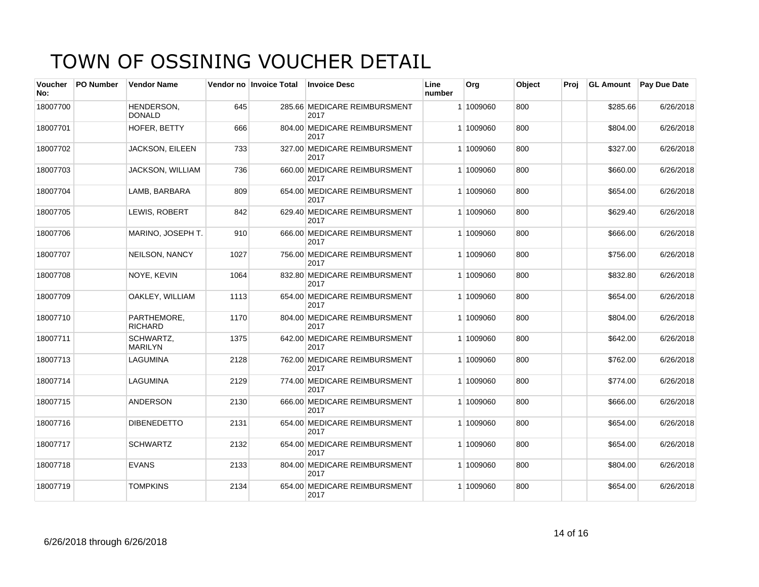# TOWN OF OSSINING VOUCHER DETAIL

| Voucher No: | PO Number | Vendor Name | Vendor no | Invoice Total | Invoice Desc | Line number | Org | Object | Proj | GL Amount | Pay Due Date |
|---|---|---|---|---|---|---|---|---|---|---|---|
| 18007700 | | HENDERSON, DONALD | 645 | 285.66 | MEDICARE REIMBURSMENT 2017 | 1 | 1009060 | 800 | | $285.66 | 6/26/2018 |
| 18007701 | | HOFER, BETTY | 666 | 804.00 | MEDICARE REIMBURSMENT 2017 | 1 | 1009060 | 800 | | $804.00 | 6/26/2018 |
| 18007702 | | JACKSON, EILEEN | 733 | 327.00 | MEDICARE REIMBURSMENT 2017 | 1 | 1009060 | 800 | | $327.00 | 6/26/2018 |
| 18007703 | | JACKSON, WILLIAM | 736 | 660.00 | MEDICARE REIMBURSMENT 2017 | 1 | 1009060 | 800 | | $660.00 | 6/26/2018 |
| 18007704 | | LAMB, BARBARA | 809 | 654.00 | MEDICARE REIMBURSMENT 2017 | 1 | 1009060 | 800 | | $654.00 | 6/26/2018 |
| 18007705 | | LEWIS, ROBERT | 842 | 629.40 | MEDICARE REIMBURSMENT 2017 | 1 | 1009060 | 800 | | $629.40 | 6/26/2018 |
| 18007706 | | MARINO, JOSEPH T. | 910 | 666.00 | MEDICARE REIMBURSMENT 2017 | 1 | 1009060 | 800 | | $666.00 | 6/26/2018 |
| 18007707 | | NEILSON, NANCY | 1027 | 756.00 | MEDICARE REIMBURSMENT 2017 | 1 | 1009060 | 800 | | $756.00 | 6/26/2018 |
| 18007708 | | NOYE, KEVIN | 1064 | 832.80 | MEDICARE REIMBURSMENT 2017 | 1 | 1009060 | 800 | | $832.80 | 6/26/2018 |
| 18007709 | | OAKLEY, WILLIAM | 1113 | 654.00 | MEDICARE REIMBURSMENT 2017 | 1 | 1009060 | 800 | | $654.00 | 6/26/2018 |
| 18007710 | | PARTHEMORE, RICHARD | 1170 | 804.00 | MEDICARE REIMBURSMENT 2017 | 1 | 1009060 | 800 | | $804.00 | 6/26/2018 |
| 18007711 | | SCHWARTZ, MARILYN | 1375 | 642.00 | MEDICARE REIMBURSMENT 2017 | 1 | 1009060 | 800 | | $642.00 | 6/26/2018 |
| 18007713 | | LAGUMINA | 2128 | 762.00 | MEDICARE REIMBURSMENT 2017 | 1 | 1009060 | 800 | | $762.00 | 6/26/2018 |
| 18007714 | | LAGUMINA | 2129 | 774.00 | MEDICARE REIMBURSMENT 2017 | 1 | 1009060 | 800 | | $774.00 | 6/26/2018 |
| 18007715 | | ANDERSON | 2130 | 666.00 | MEDICARE REIMBURSMENT 2017 | 1 | 1009060 | 800 | | $666.00 | 6/26/2018 |
| 18007716 | | DIBENEDETTO | 2131 | 654.00 | MEDICARE REIMBURSMENT 2017 | 1 | 1009060 | 800 | | $654.00 | 6/26/2018 |
| 18007717 | | SCHWARTZ | 2132 | 654.00 | MEDICARE REIMBURSMENT 2017 | 1 | 1009060 | 800 | | $654.00 | 6/26/2018 |
| 18007718 | | EVANS | 2133 | 804.00 | MEDICARE REIMBURSMENT 2017 | 1 | 1009060 | 800 | | $804.00 | 6/26/2018 |
| 18007719 | | TOMPKINS | 2134 | 654.00 | MEDICARE REIMBURSMENT 2017 | 1 | 1009060 | 800 | | $654.00 | 6/26/2018 |

6/26/2018 through 6/26/2018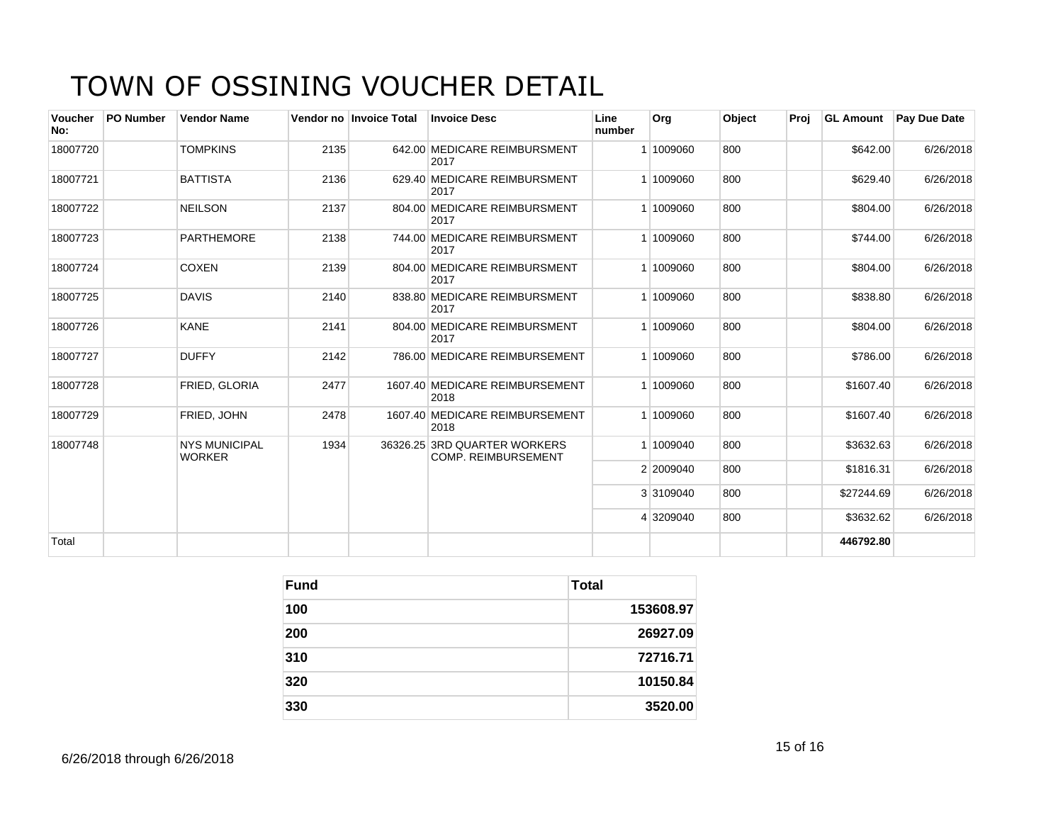# TOWN OF OSSINING VOUCHER DETAIL

| Voucher No: | PO Number | Vendor Name | Vendor no | Invoice Total | Invoice Desc | Line number | Org | Object | Proj | GL Amount | Pay Due Date |
|---|---|---|---|---|---|---|---|---|---|---|---|
| 18007720 | | TOMPKINS | 2135 | 642.00 | MEDICARE REIMBURSMENT 2017 | 1 | 1009060 | 800 | | $642.00 | 6/26/2018 |
| 18007721 | | BATTISTA | 2136 | 629.40 | MEDICARE REIMBURSMENT 2017 | 1 | 1009060 | 800 | | $629.40 | 6/26/2018 |
| 18007722 | | NEILSON | 2137 | 804.00 | MEDICARE REIMBURSMENT 2017 | 1 | 1009060 | 800 | | $804.00 | 6/26/2018 |
| 18007723 | | PARTHEMORE | 2138 | 744.00 | MEDICARE REIMBURSMENT 2017 | 1 | 1009060 | 800 | | $744.00 | 6/26/2018 |
| 18007724 | | COXEN | 2139 | 804.00 | MEDICARE REIMBURSMENT 2017 | 1 | 1009060 | 800 | | $804.00 | 6/26/2018 |
| 18007725 | | DAVIS | 2140 | 838.80 | MEDICARE REIMBURSMENT 2017 | 1 | 1009060 | 800 | | $838.80 | 6/26/2018 |
| 18007726 | | KANE | 2141 | 804.00 | MEDICARE REIMBURSMENT 2017 | 1 | 1009060 | 800 | | $804.00 | 6/26/2018 |
| 18007727 | | DUFFY | 2142 | 786.00 | MEDICARE REIMBURSEMENT | 1 | 1009060 | 800 | | $786.00 | 6/26/2018 |
| 18007728 | | FRIED, GLORIA | 2477 | 1607.40 | MEDICARE REIMBURSEMENT 2018 | 1 | 1009060 | 800 | | $1607.40 | 6/26/2018 |
| 18007729 | | FRIED, JOHN | 2478 | 1607.40 | MEDICARE REIMBURSEMENT 2018 | 1 | 1009060 | 800 | | $1607.40 | 6/26/2018 |
| 18007748 | | NYS MUNICIPAL WORKER | 1934 | 36326.25 | 3RD QUARTER WORKERS COMP. REIMBURSEMENT | 1 | 1009040 | 800 | | $3632.63 | 6/26/2018 |
| | | | | | | 2 | 2009040 | 800 | | $1816.31 | 6/26/2018 |
| | | | | | | 3 | 3109040 | 800 | | $27244.69 | 6/26/2018 |
| | | | | | | 4 | 3209040 | 800 | | $3632.62 | 6/26/2018 |
| Total | | | | | | | | | | **446792.80** | |

| Fund | Total |
|---|---|
| **100** | **153608.97** |
| **200** | **26927.09** |
| **310** | **72716.71** |
| **320** | **10150.84** |
| **330** | **3520.00** |

6/26/2018 through 6/26/2018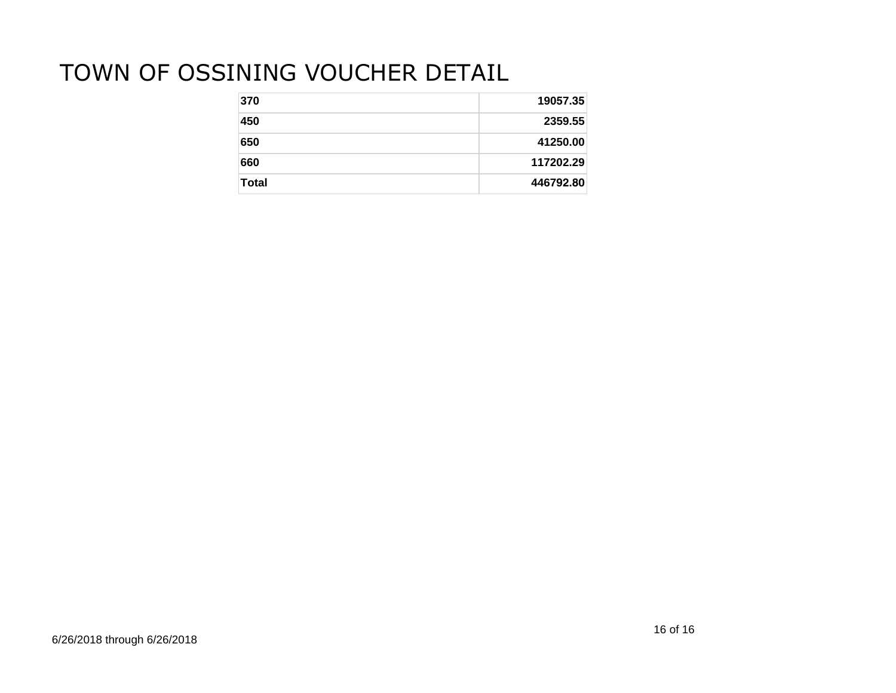# TOWN OF OSSINING VOUCHER DETAIL

| | |
|---|---|
| **370** | **19057.35** |
| **450** | **2359.55** |
| **650** | **41250.00** |
| **660** | **117202.29** |
| **Total** | **446792.80** |

6/26/2018 through 6/26/2018